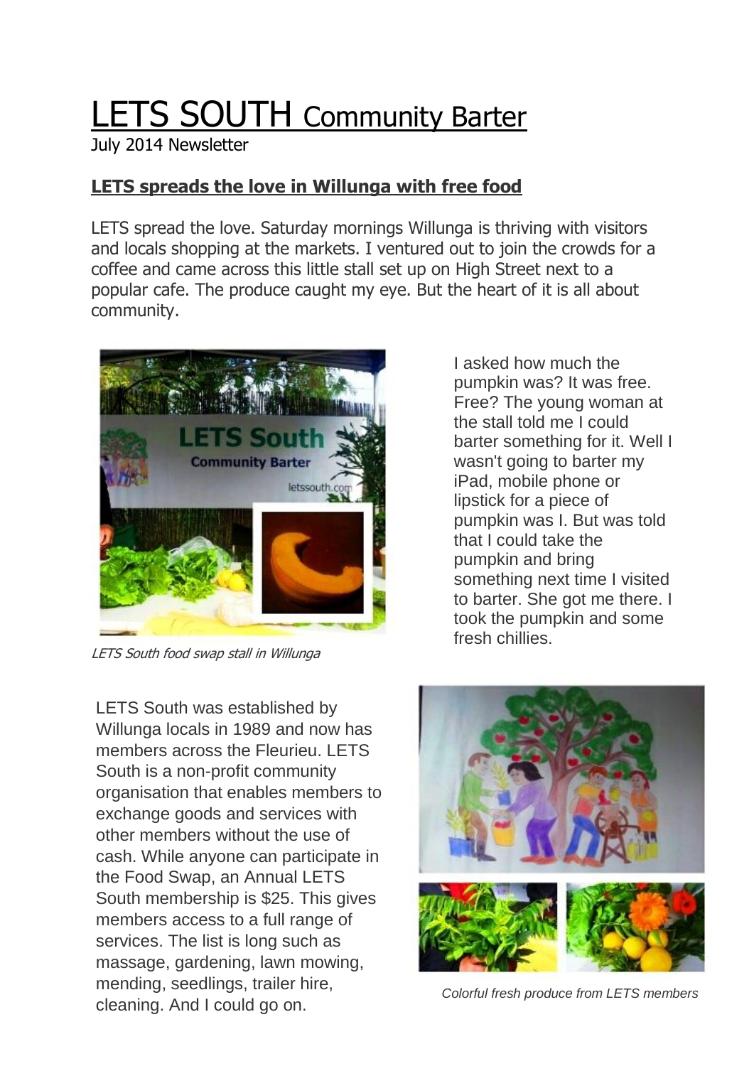# LETS SOUTH Community Barter

July 2014 Newsletter

## LETS spreads the love in Willunga with free food

LETS spread the love. Saturday mornings Willunga is thriving with visitors and locals shopping at the markets. I ventured out to join the crowds for a coffee and came across this little stall set up on High Street next to a popular cafe. The produce caught my eye. But the heart of it is all about community.

*LETS South food swap stall in Willunga*

I asked how much the pumpkin was? It was free. Free? The young woman at the stall told me I could barter something for it. Well I wasn't going to barter my iPad, mobile phone or lipstick for a piece of pumpkin was I. But was told that I could take the pumpkin and bring something next time I visited to barter. She got me there. I took the pumpkin and some fresh chillies.

LETS South was established by Willunga locals in 1989 and now has members across the Fleurieu. LETS South is a non-profit community organisation that enables members to exchange goods and services with other members without the use of cash. While anyone can participate in the Food Swap, an Annual LETS South membership is $25. This gives members access to a full range of services. The list is long such as massage, gardening, lawn mowing, mending, seedlings, trailer hire, cleaning. And I could go on.

*Colorful fresh produce from LETS members*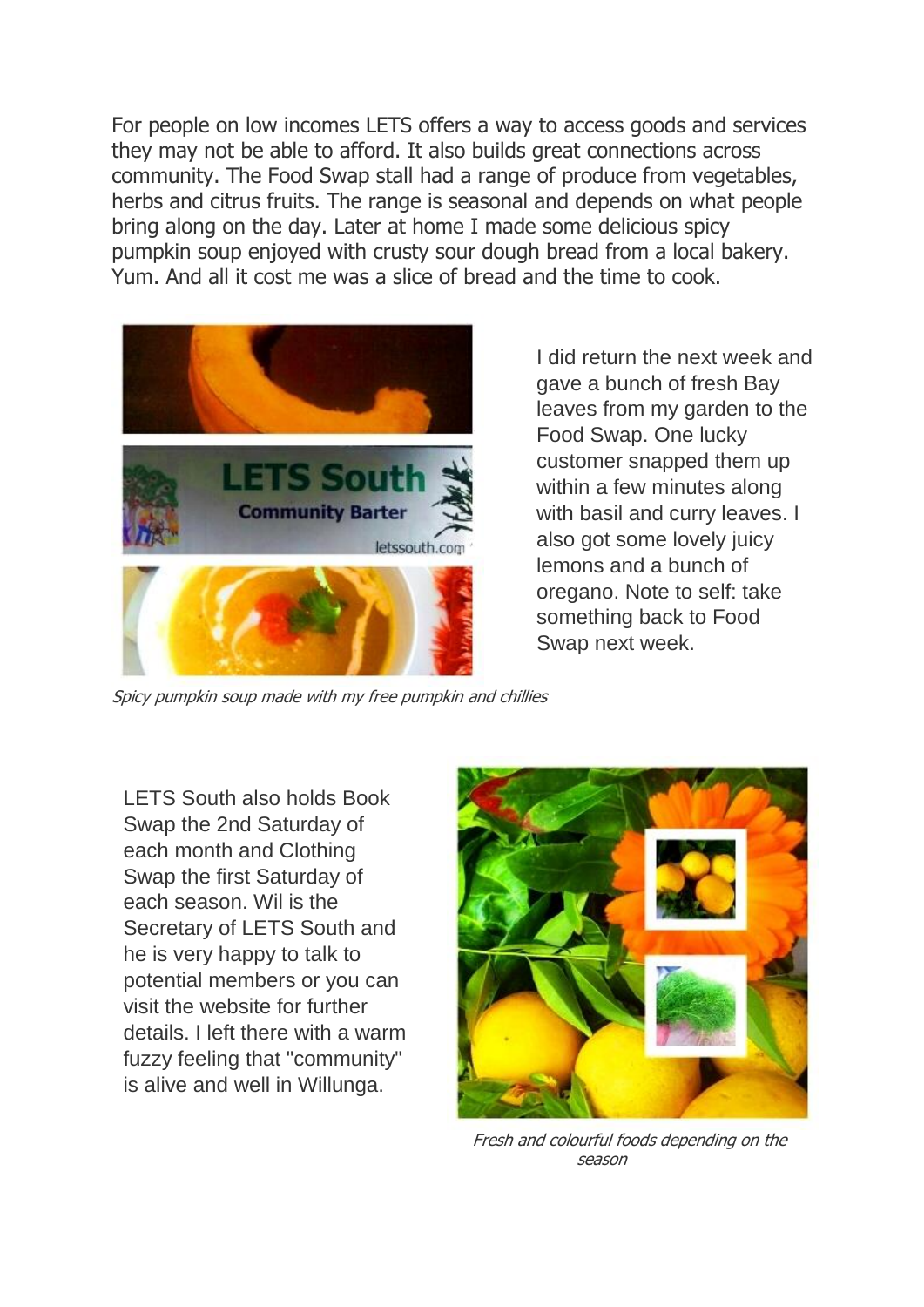For people on low incomes LETS offers a way to access goods and services they may not be able to afford. It also builds great connections across community. The Food Swap stall had a range of produce from vegetables, herbs and citrus fruits. The range is seasonal and depends on what people bring along on the day. Later at home I made some delicious spicy pumpkin soup enjoyed with crusty sour dough bread from a local bakery. Yum. And all it cost me was a slice of bread and the time to cook.

*Spicy pumpkin soup made with my free pumpkin and chillies*

I did return the next week and gave a bunch of fresh Bay leaves from my garden to the Food Swap. One lucky customer snapped them up within a few minutes along with basil and curry leaves. I also got some lovely juicy lemons and a bunch of oregano. Note to self: take something back to Food Swap next week.

LETS South also holds Book Swap the 2nd Saturday of each month and Clothing Swap the first Saturday of each season. Wil is the Secretary of LETS South and he is very happy to talk to potential members or you can visit the website for further details. I left there with a warm fuzzy feeling that "community" is alive and well in Willunga.

*Fresh and colourful foods depending on the season*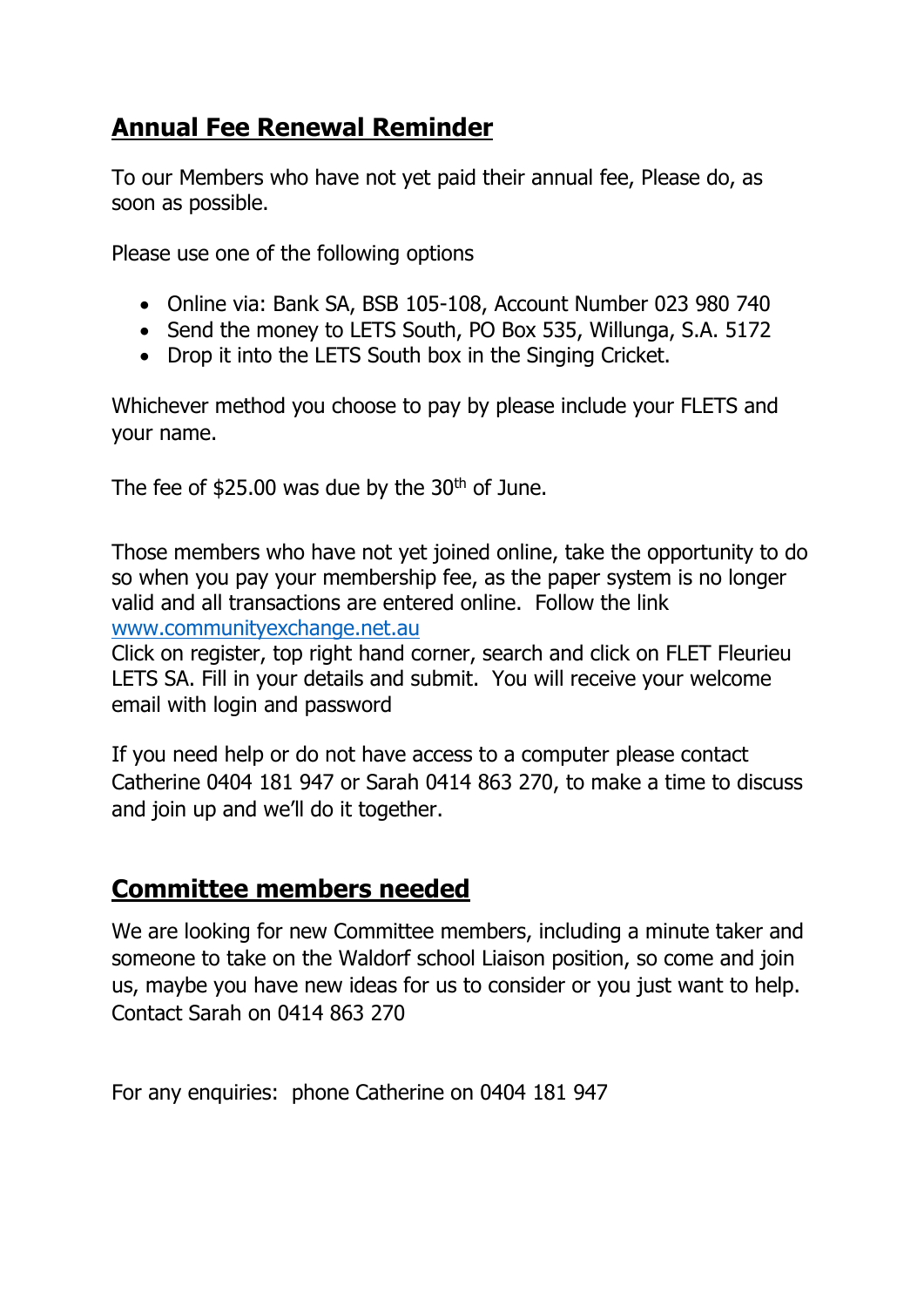## **Annual Fee Renewal Reminder**

To our Members who have not yet paid their annual fee, Please do, as soon as possible.

Please use one of the following options

- Online via: Bank SA, BSB 105-108, Account Number 023 980 740
- Send the money to LETS South, PO Box 535, Willunga, S.A. 5172
- Drop it into the LETS South box in the Singing Cricket.

Whichever method you choose to pay by please include your FLETS and your name.

The fee of $25.00 was due by the 30th of June.

Those members who have not yet joined online, take the opportunity to do so when you pay your membership fee, as the paper system is no longer valid and all transactions are entered online. Follow the link [www.communityexchange.net.au](http://www.communityexchange.net.au)
Click on register, top right hand corner, search and click on FLET Fleurieu LETS SA. Fill in your details and submit. You will receive your welcome email with login and password

If you need help or do not have access to a computer please contact Catherine 0404 181 947 or Sarah 0414 863 270, to make a time to discuss and join up and we'll do it together.

## **Committee members needed**

We are looking for new Committee members, including a minute taker and someone to take on the Waldorf school Liaison position, so come and join us, maybe you have new ideas for us to consider or you just want to help.
Contact Sarah on 0414 863 270

For any enquiries: phone Catherine on 0404 181 947